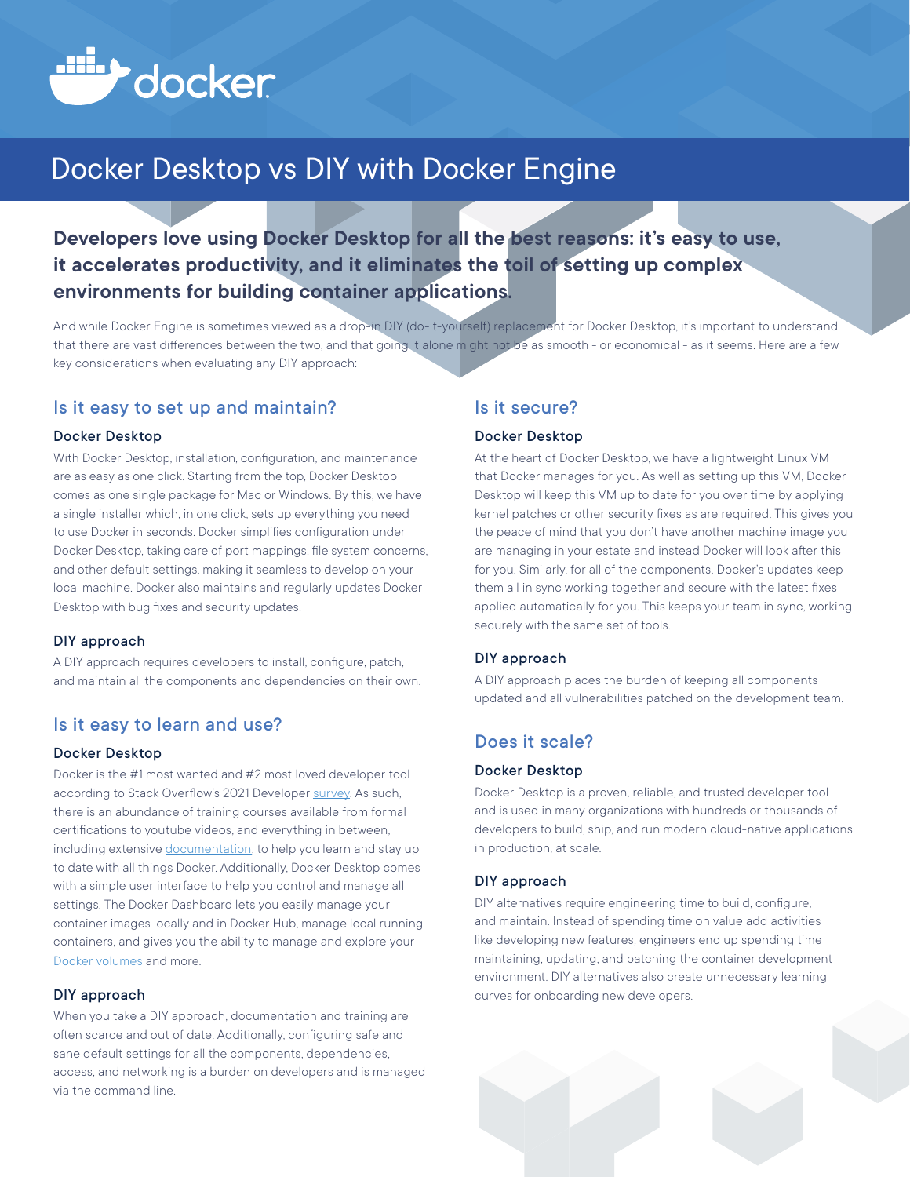# Docker Desktop vs DIY with Docker Engine

**Developers love using Docker Desktop for all the best reasons: it's easy to use, it accelerates productivity, and it eliminates the toil of setting up complex environments for building container applications.**

And while Docker Engine is sometimes viewed as a drop-in DIY (do-it-yourself) replacement for Docker Desktop, it's important to understand that there are vast differences between the two, and that going it alone might not be as smooth - or economical - as it seems. Here are a few key considerations when evaluating any DIY approach:

## Is it easy to set up and maintain?

### Docker Desktop

With Docker Desktop, installation, configuration, and maintenance are as easy as one click. Starting from the top, Docker Desktop comes as one single package for Mac or Windows. By this, we have a single installer which, in one click, sets up everything you need to use Docker in seconds. Docker simplifies configuration under Docker Desktop, taking care of port mappings, file system concerns, and other default settings, making it seamless to develop on your local machine. Docker also maintains and regularly updates Docker Desktop with bug fixes and security updates.

### DIY approach

A DIY approach requires developers to install, configure, patch, and maintain all the components and dependencies on their own.

## Is it easy to learn and use?

### Docker Desktop

Docker is the #1 most wanted and #2 most loved developer tool according to Stack Overflow's 2021 Developer survey. As such, there is an abundance of training courses available from formal certifications to youtube videos, and everything in between, including extensive documentation, to help you learn and stay up to date with all things Docker. Additionally, Docker Desktop comes with a simple user interface to help you control and manage all settings. The Docker Dashboard lets you easily manage your container images locally and in Docker Hub, manage local running containers, and gives you the ability to manage and explore your Docker volumes and more.

### DIY approach

When you take a DIY approach, documentation and training are often scarce and out of date. Additionally, configuring safe and sane default settings for all the components, dependencies, access, and networking is a burden on developers and is managed via the command line.

## Is it secure?

### Docker Desktop

At the heart of Docker Desktop, we have a lightweight Linux VM that Docker manages for you. As well as setting up this VM, Docker Desktop will keep this VM up to date for you over time by applying kernel patches or other security fixes as are required. This gives you the peace of mind that you don't have another machine image you are managing in your estate and instead Docker will look after this for you. Similarly, for all of the components, Docker's updates keep them all in sync working together and secure with the latest fixes applied automatically for you. This keeps your team in sync, working securely with the same set of tools.

### DIY approach

A DIY approach places the burden of keeping all components updated and all vulnerabilities patched on the development team.

## Does it scale?

### Docker Desktop

Docker Desktop is a proven, reliable, and trusted developer tool and is used in many organizations with hundreds or thousands of developers to build, ship, and run modern cloud-native applications in production, at scale.

### DIY approach

DIY alternatives require engineering time to build, configure, and maintain. Instead of spending time on value add activities like developing new features, engineers end up spending time maintaining, updating, and patching the container development environment. DIY alternatives also create unnecessary learning curves for onboarding new developers.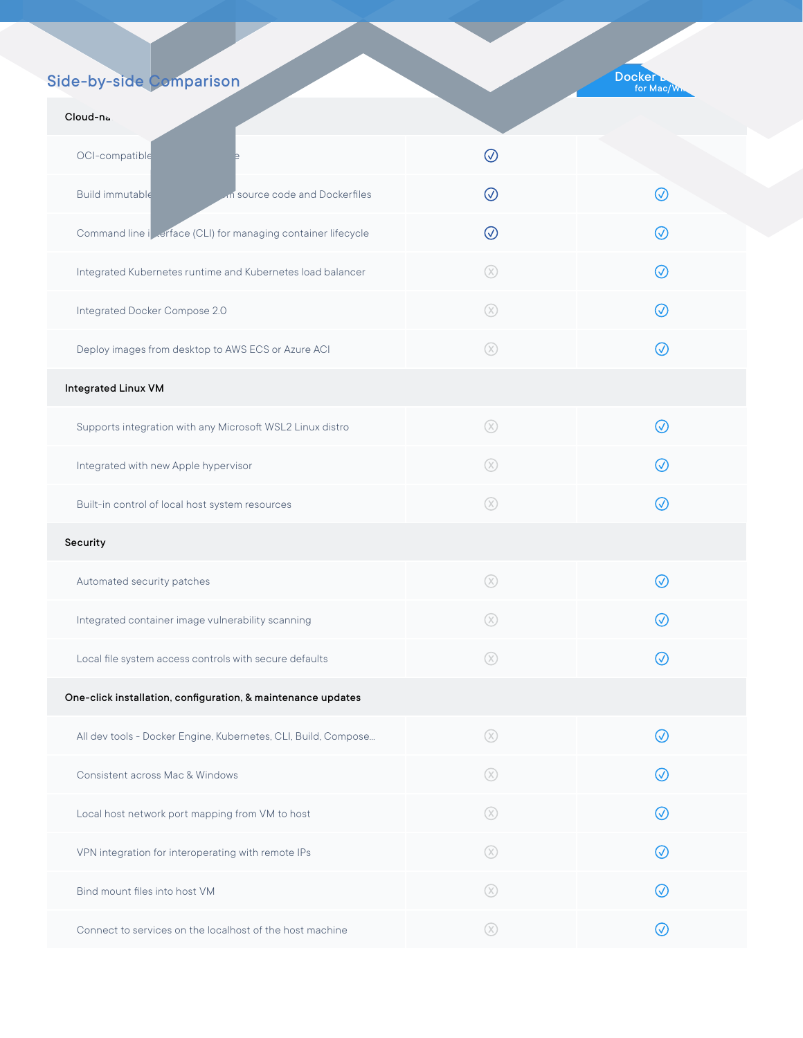## Side-by-side Comparison

| | | Docker for Mac/Wi |
|---|---|---|
| **Cloud-na** | | |
| OCI-compatible e | ✓ | |
| Build immutable n source code and Dockerfiles | ✓ | ✓ |
| Command line i erface (CLI) for managing container lifecycle | ✓ | ✓ |
| Integrated Kubernetes runtime and Kubernetes load balancer | ✗ | ✓ |
| Integrated Docker Compose 2.0 | ✗ | ✓ |
| Deploy images from desktop to AWS ECS or Azure ACI | ✗ | ✓ |
| **Integrated Linux VM** | | |
| Supports integration with any Microsoft WSL2 Linux distro | ✗ | ✓ |
| Integrated with new Apple hypervisor | ✗ | ✓ |
| Built-in control of local host system resources | ✗ | ✓ |
| **Security** | | |
| Automated security patches | ✗ | ✓ |
| Integrated container image vulnerability scanning | ✗ | ✓ |
| Local file system access controls with secure defaults | ✗ | ✓ |
| **One-click installation, configuration, & maintenance updates** | | |
| All dev tools - Docker Engine, Kubernetes, CLI, Build, Compose... | ✗ | ✓ |
| Consistent across Mac & Windows | ✗ | ✓ |
| Local host network port mapping from VM to host | ✗ | ✓ |
| VPN integration for interoperating with remote IPs | ✗ | ✓ |
| Bind mount files into host VM | ✗ | ✓ |
| Connect to services on the localhost of the host machine | ✗ | ✓ |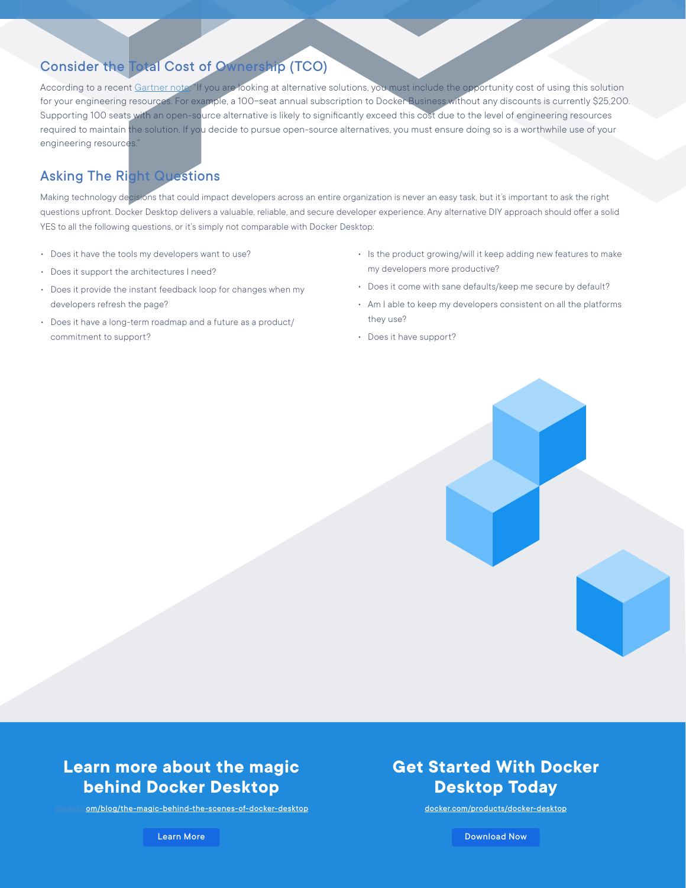## Consider the Total Cost of Ownership (TCO)

According to a recent [Gartner note](): "If you are looking at alternative solutions, you must include the opportunity cost of using this solution for your engineering resources. For example, a 100-seat annual subscription to Docker Business without any discounts is currently $25,200. Supporting 100 seats with an open-source alternative is likely to significantly exceed this cost due to the level of engineering resources required to maintain the solution. If you decide to pursue open-source alternatives, you must ensure doing so is a worthwhile use of your engineering resources."

## Asking The Right Questions

Making technology decisions that could impact developers across an entire organization is never an easy task, but it's important to ask the right questions upfront. Docker Desktop delivers a valuable, reliable, and secure developer experience. Any alternative DIY approach should offer a solid YES to all the following questions, or it's simply not comparable with Docker Desktop:

- Does it have the tools my developers want to use?
- Does it support the architectures I need?
- Does it provide the instant feedback loop for changes when my developers refresh the page?
- Does it have a long-term roadmap and a future as a product/commitment to support?
- Is the product growing/will it keep adding new features to make my developers more productive?
- Does it come with sane defaults/keep me secure by default?
- Am I able to keep my developers consistent on all the platforms they use?
- Does it have support?

## Learn more about the magic behind Docker Desktop

docker.com/blog/the-magic-behind-the-scenes-of-docker-desktop

Learn More

## Get Started With Docker Desktop Today

docker.com/products/docker-desktop

Download Now